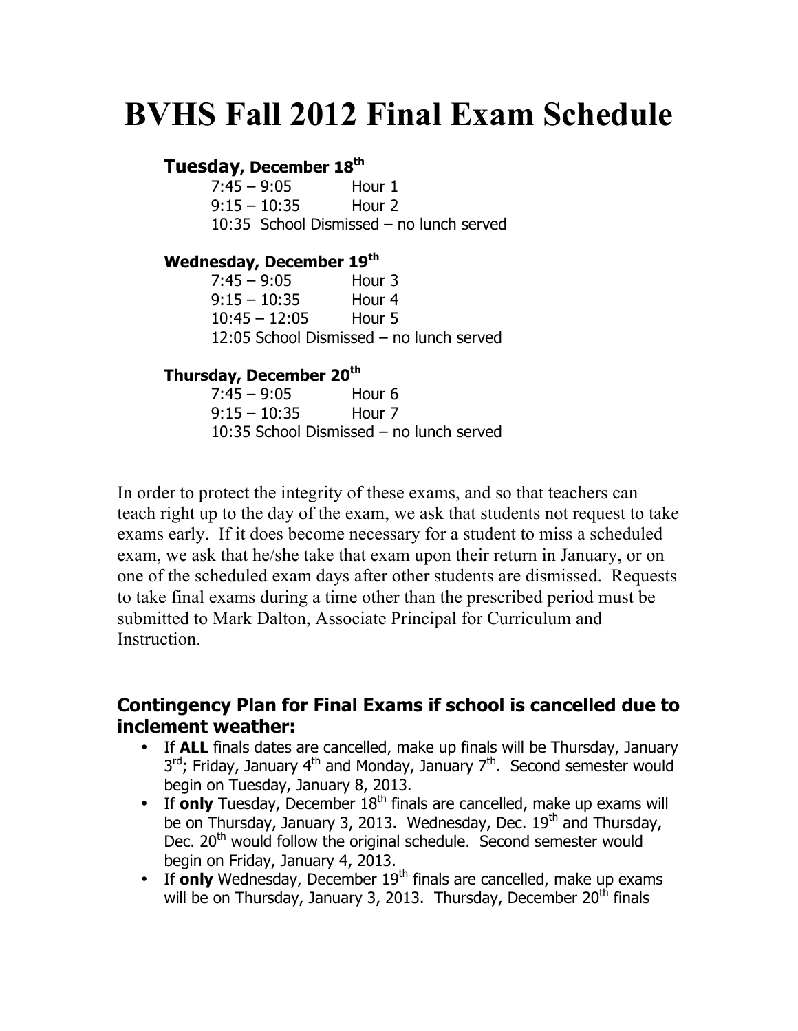# BVHS Fall 2012 Final Exam Schedule

**Tuesday, December 18th**

| | |
|---|---|
| 7:45 – 9:05 | Hour 1 |
| 9:15 – 10:35 | Hour 2 |

10:35 School Dismissed – no lunch served

**Wednesday, December 19th**

| | |
|---|---|
| 7:45 – 9:05 | Hour 3 |
| 9:15 – 10:35 | Hour 4 |
| 10:45 – 12:05 | Hour 5 |

12:05 School Dismissed – no lunch served

**Thursday, December 20th**

| | |
|---|---|
| 7:45 – 9:05 | Hour 6 |
| 9:15 – 10:35 | Hour 7 |

10:35 School Dismissed – no lunch served

In order to protect the integrity of these exams, and so that teachers can teach right up to the day of the exam, we ask that students not request to take exams early. If it does become necessary for a student to miss a scheduled exam, we ask that he/she take that exam upon their return in January, or on one of the scheduled exam days after other students are dismissed. Requests to take final exams during a time other than the prescribed period must be submitted to Mark Dalton, Associate Principal for Curriculum and Instruction.

## Contingency Plan for Final Exams if school is cancelled due to inclement weather:

- If **ALL** finals dates are cancelled, make up finals will be Thursday, January 3rd; Friday, January 4th and Monday, January 7th. Second semester would begin on Tuesday, January 8, 2013.
- If **only** Tuesday, December 18th finals are cancelled, make up exams will be on Thursday, January 3, 2013. Wednesday, Dec. 19th and Thursday, Dec. 20th would follow the original schedule. Second semester would begin on Friday, January 4, 2013.
- If **only** Wednesday, December 19th finals are cancelled, make up exams will be on Thursday, January 3, 2013. Thursday, December 20th finals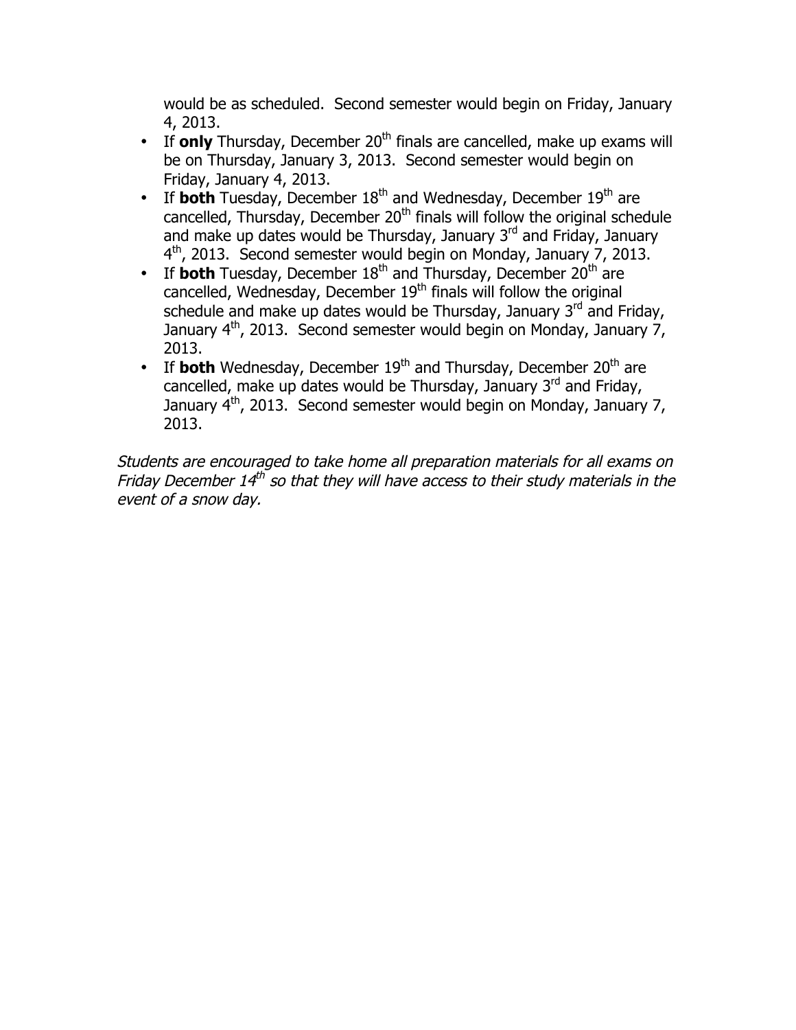would be as scheduled. Second semester would begin on Friday, January 4, 2013.

- If **only** Thursday, December 20th finals are cancelled, make up exams will be on Thursday, January 3, 2013. Second semester would begin on Friday, January 4, 2013.
- If **both** Tuesday, December 18th and Wednesday, December 19th are cancelled, Thursday, December 20th finals will follow the original schedule and make up dates would be Thursday, January 3rd and Friday, January 4th, 2013. Second semester would begin on Monday, January 7, 2013.
- If **both** Tuesday, December 18th and Thursday, December 20th are cancelled, Wednesday, December 19th finals will follow the original schedule and make up dates would be Thursday, January 3rd and Friday, January 4th, 2013. Second semester would begin on Monday, January 7, 2013.
- If **both** Wednesday, December 19th and Thursday, December 20th are cancelled, make up dates would be Thursday, January 3rd and Friday, January 4th, 2013. Second semester would begin on Monday, January 7, 2013.

*Students are encouraged to take home all preparation materials for all exams on Friday December 14th so that they will have access to their study materials in the event of a snow day.*